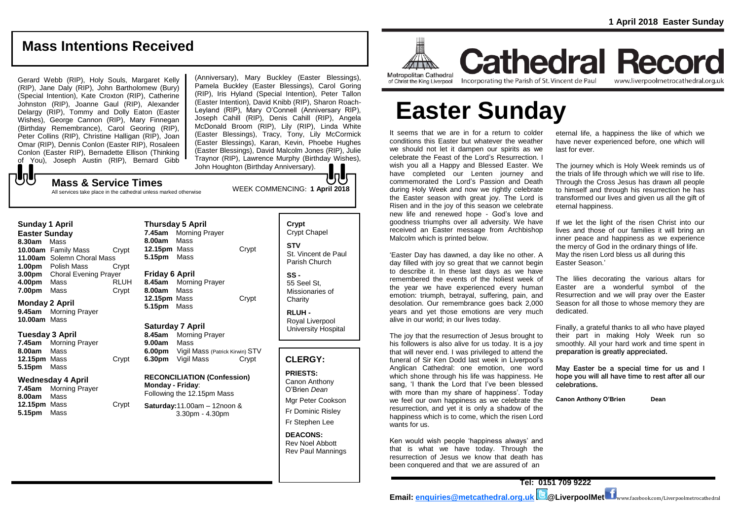## Mass Intentions Received

Gerard Webb (RIP), Holy Souls, Margaret Kelly (RIP), Jane Daly (RIP), John Bartholomew (Bury) (Special Intention), Kate Croxton (RIP), Catherine Johnston (RIP), Joanne Gaul (RIP), Alexander Delargy (RIP), Tommy and Dolly Eaton (Easter Wishes), George Cannon (RIP), Mary Finnegan (Birthday Remembrance), Carol Georing (RIP), Peter Collins (RIP), Christine Halligan (RIP), Joan Omar (RIP), Dennis Conlon (Easter RIP), Rosaleen Conlon (Easter RIP), Bernadette Ellison (Thinking of You), Joseph Austin (RIP), Bernard Gibb (Anniversary), Mary Buckley (Easter Blessings), Pamela Buckley (Easter Blessings), Carol Goring (RIP), Iris Hyland (Special Intention), Peter Tallon (Easter Intention), David Knibb (RIP), Sharon Roach-Leyland (RIP), Mary O'Connell (Anniversary RIP), Joseph Cahill (RIP), Denis Cahill (RIP), Angela McDonald Broom (RIP), Lily (RIP), Linda White (Easter Blessings), Tracy, Tony, Lily McCormick (Easter Blessings), Karan, Kevin, Phoebe Hughes (Easter Blessings), David Malcolm Jones (RIP), Julie Traynor (RIP), Lawrence Murphy (Birthday Wishes), John Houghton (Birthday Anniversary).

## Mass & Service Times

All services take place in the cathedral unless marked otherwise

WEEK COMMENCING: **1 April 2018**

**Sunday 1 April**
**Easter Sunday**
**8.30am** Mass
**10.00am** Family Mass — Crypt
**11.00am** Solemn Choral Mass
**1.00pm** Polish Mass — Crypt
**3.00pm** Choral Evening Prayer
**4.00pm** Mass — RLUH
**7.00pm** Mass — Crypt

**Monday 2 April**
**9.45am** Morning Prayer
**10.00am** Mass

**Tuesday 3 April**
**7.45am** Morning Prayer
**8.00am** Mass
**12.15pm** Mass — Crypt
**5.15pm** Mass

**Wednesday 4 April**
**7.45am** Morning Prayer
**8.00am** Mass
**12.15pm** Mass — Crypt
**5.15pm** Mass

**Thursday 5 April**
**7.45am** Morning Prayer
**8.00am** Mass
**12.15pm** Mass — Crypt
**5.15pm** Mass

**Friday 6 April**
**8.45am** Morning Prayer
**8.00am** Mass
**12.15pm** Mass — Crypt
**5.15pm** Mass

**Saturday 7 April**
**8.45am** Morning Prayer
**9.00am** Mass
**6.00pm** Vigil Mass (Patrick Kirwin) STV
**6.30pm** Vigil Mass — Crypt

**RECONCILIATION (Confession)**
**Monday - Friday**:
Following the 12.15pm Mass

**Saturday:** 11.00am – 12noon & 3.30pm - 4.30pm

**Crypt**
Crypt Chapel

**STV**
St. Vincent de Paul Parish Church

**SS -**
55 Seel St, Missionaries of Charity

**RLUH -**
Royal Liverpool University Hospital

## CLERGY:

**PRIESTS:**
Canon Anthony O'Brien *Dean*
Mgr Peter Cookson
Fr Dominic Risley
Fr Stephen Lee

**DEACONS:**
Rev Noel Abbott
Rev Paul Mannings

**1 April 2018 Easter Sunday**

Metropolitan Cathedral of Christ the King Liverpool

# Cathedral Record

Incorporating the Parish of St. Vincent de Paul — www.liverpoolmetrocathedral.org.uk

# Easter Sunday

It seems that we are in for a return to colder conditions this Easter but whatever the weather we should not let it dampen our spirits as we celebrate the Feast of the Lord's Resurrection. I wish you all a Happy and Blessed Easter. We have completed our Lenten journey and commemorated the Lord's Passion and Death during Holy Week and now we rightly celebrate the Easter season with great joy. The Lord is Risen and in the joy of this season we celebrate new life and renewed hope - God's love and goodness triumphs over all adversity. We have received an Easter message from Archbishop Malcolm which is printed below.

'Easter Day has dawned, a day like no other. A day filled with joy so great that we cannot begin to describe it. In these last days as we have remembered the events of the holiest week of the year we have experienced every human emotion: triumph, betrayal, suffering, pain, and desolation. Our remembrance goes back 2,000 years and yet those emotions are very much alive in our world; in our lives today.

The joy that the resurrection of Jesus brought to his followers is also alive for us today. It is a joy that will never end. I was privileged to attend the funeral of Sir Ken Dodd last week in Liverpool's Anglican Cathedral: one emotion, one word which shone through his life was happiness. He sang, 'I thank the Lord that I've been blessed with more than my share of happiness'. Today we feel our own happiness as we celebrate the resurrection, and yet it is only a shadow of the happiness which is to come, which the risen Lord wants for us.

Ken would wish people 'happiness always' and that is what we have today. Through the resurrection of Jesus we know that death has been conquered and that we are assured of an eternal life, a happiness the like of which we have never experienced before, one which will last for ever.

The journey which is Holy Week reminds us of the trials of life through which we will rise to life. Through the Cross Jesus has drawn all people to himself and through his resurrection he has transformed our lives and given us all the gift of eternal happiness.

If we let the light of the risen Christ into our lives and those of our families it will bring an inner peace and happiness as we experience the mercy of God in the ordinary things of life. May the risen Lord bless us all during this Easter Season.'

The lilies decorating the various altars for Easter are a wonderful symbol of the Resurrection and we will pray over the Easter Season for all those to whose memory they are dedicated.

Finally, a grateful thanks to all who have played their part in making Holy Week run so smoothly. All your hard work and time spent in preparation is greatly appreciated.

May Easter be a special time for us and I hope you will all have time to rest after all our celebrations.

**Canon Anthony O'Brien** — **Dean**

**Tel: 0151 709 9222**

**Email: enquiries@metcathedral.org.uk** @LiverpoolMet www.facebook.com/Liverpoolmetrocathedral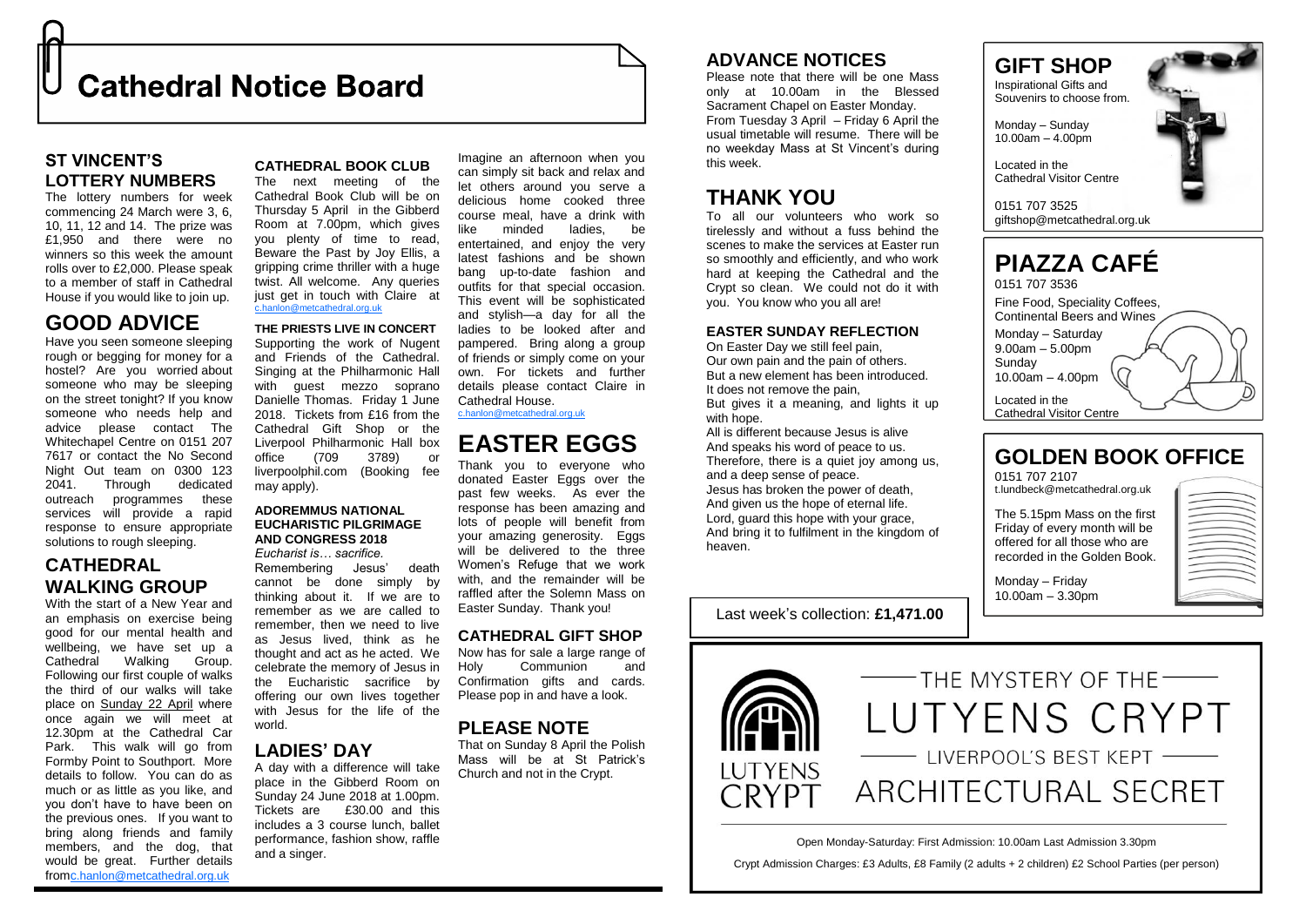# Cathedral Notice Board

## ST VINCENT'S LOTTERY NUMBERS

The lottery numbers for week commencing 24 March were 3, 6, 10, 11, 12 and 14. The prize was £1,950 and there were no winners so this week the amount rolls over to £2,000. Please speak to a member of staff in Cathedral House if you would like to join up.

## GOOD ADVICE

Have you seen someone sleeping rough or begging for money for a hostel? Are you worried about someone who may be sleeping on the street tonight? If you know someone who needs help and advice please contact The Whitechapel Centre on 0151 207 7617 or contact the No Second Night Out team on 0300 123 2041. Through dedicated outreach programmes these services will provide a rapid response to ensure appropriate solutions to rough sleeping.

## CATHEDRAL WALKING GROUP

With the start of a New Year and an emphasis on exercise being good for our mental health and wellbeing, we have set up a Cathedral Walking Group. Following our first couple of walks the third of our walks will take place on Sunday 22 April where once again we will meet at 12.30pm at the Cathedral Car Park. This walk will go from Formby Point to Southport. More details to follow. You can do as much or as little as you like, and you don't have to have been on the previous ones. If you want to bring along friends and family members, and the dog, that would be great. Further details from c.hanlon@metcathedral.org.uk

### CATHEDRAL BOOK CLUB

The next meeting of the Cathedral Book Club will be on Thursday 5 April in the Gibberd Room at 7.00pm, which gives you plenty of time to read, Beware the Past by Joy Ellis, a gripping crime thriller with a huge twist. All welcome. Any queries just get in touch with Claire at c.hanlon@metcathedral.org.uk

### THE PRIESTS LIVE IN CONCERT

Supporting the work of Nugent and Friends of the Cathedral. Singing at the Philharmonic Hall with guest mezzo soprano Danielle Thomas. Friday 1 June 2018. Tickets from £16 from the Cathedral Gift Shop or the Liverpool Philharmonic Hall box office (709 3789) or liverpoolphil.com (Booking fee may apply).

### ADOREMMUS NATIONAL EUCHARISTIC PILGRIMAGE AND CONGRESS 2018

*Eucharist is… sacrifice.*

Remembering Jesus' death cannot be done simply by thinking about it. If we are to remember as we are called to remember, then we need to live as Jesus lived, think as he thought and act as he acted. We celebrate the memory of Jesus in the Eucharistic sacrifice by offering our own lives together with Jesus for the life of the world.

## LADIES' DAY

A day with a difference will take place in the Gibberd Room on Sunday 24 June 2018 at 1.00pm. Tickets are £30.00 and this includes a 3 course lunch, ballet performance, fashion show, raffle and a singer.

Imagine an afternoon when you can simply sit back and relax and let others around you serve a delicious home cooked three course meal, have a drink with like minded ladies, be entertained, and enjoy the very latest fashions and be shown bang up-to-date fashion and outfits for that special occasion. This event will be sophisticated and stylish—a day for all the ladies to be looked after and pampered. Bring along a group of friends or simply come on your own. For tickets and further details please contact Claire in Cathedral House. c.hanlon@metcathedral.org.uk

# EASTER EGGS

Thank you to everyone who donated Easter Eggs over the past few weeks. As ever the response has been amazing and lots of people will benefit from your amazing generosity. Eggs will be delivered to the three Women's Refuge that we work with, and the remainder will be raffled after the Solemn Mass on Easter Sunday. Thank you!

## CATHEDRAL GIFT SHOP

Now has for sale a large range of Holy Communion and Confirmation gifts and cards. Please pop in and have a look.

## PLEASE NOTE

That on Sunday 8 April the Polish Mass will be at St Patrick's Church and not in the Crypt.

## ADVANCE NOTICES

Please note that there will be one Mass only at 10.00am in the Blessed Sacrament Chapel on Easter Monday. From Tuesday 3 April – Friday 6 April the usual timetable will resume. There will be no weekday Mass at St Vincent's during this week.

# THANK YOU

To all our volunteers who work so tirelessly and without a fuss behind the scenes to make the services at Easter run so smoothly and efficiently, and who work hard at keeping the Cathedral and the Crypt so clean. We could not do it with you. You know who you all are!

### EASTER SUNDAY REFLECTION

On Easter Day we still feel pain,
Our own pain and the pain of others.
But a new element has been introduced.
It does not remove the pain,
But gives it a meaning, and lights it up with hope.
All is different because Jesus is alive
And speaks his word of peace to us.
Therefore, there is a quiet joy among us, and a deep sense of peace.
Jesus has broken the power of death,
And given us the hope of eternal life.
Lord, guard this hope with your grace,
And bring it to fulfilment in the kingdom of heaven.

Last week's collection: **£1,471.00**

## GIFT SHOP

Inspirational Gifts and Souvenirs to choose from.

Monday – Sunday
10.00am – 4.00pm

Located in the Cathedral Visitor Centre

0151 707 3525
giftshop@metcathedral.org.uk

# PIAZZA CAFÉ

0151 707 3536

Fine Food, Speciality Coffees, Continental Beers and Wines

Monday – Saturday
9.00am – 5.00pm
Sunday
10.00am – 4.00pm

Located in the Cathedral Visitor Centre

## GOLDEN BOOK OFFICE

0151 707 2107
t.lundbeck@metcathedral.org.uk

The 5.15pm Mass on the first Friday of every month will be offered for all those who are recorded in the Golden Book.

Monday – Friday
10.00am – 3.30pm

LUTYENS CRYPT

THE MYSTERY OF THE LUTYENS CRYPT
LIVERPOOL'S BEST KEPT ARCHITECTURAL SECRET

Open Monday-Saturday: First Admission: 10.00am Last Admission 3.30pm

Crypt Admission Charges: £3 Adults, £8 Family (2 adults + 2 children) £2 School Parties (per person)